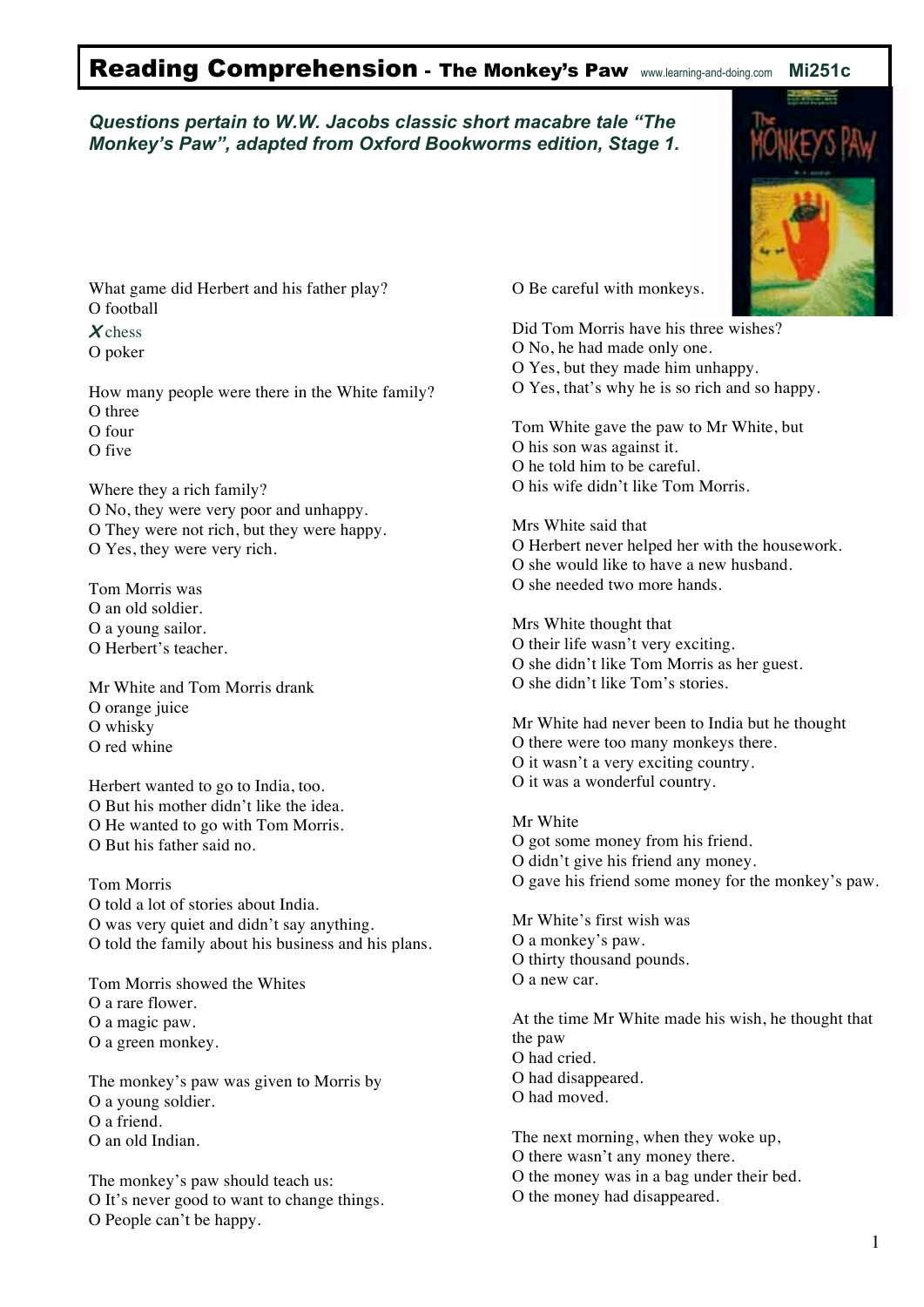# Reading Comprehension - The Monkey's Paw

www.learning-and-doing.com **Mi251c**

***Questions pertain to W.W. Jacobs classic short macabre tale "The Monkey's Paw", adapted from Oxford Bookworms edition, Stage 1.***

What game did Herbert and his father play?
O football
✗ chess
O poker

How many people were there in the White family?
O three
O four
O five

Where they a rich family?
O No, they were very poor and unhappy.
O They were not rich, but they were happy.
O Yes, they were very rich.

Tom Morris was
O an old soldier.
O a young sailor.
O Herbert's teacher.

Mr White and Tom Morris drank
O orange juice
O whisky
O red whine

Herbert wanted to go to India, too.
O But his mother didn't like the idea.
O He wanted to go with Tom Morris.
O But his father said no.

Tom Morris
O told a lot of stories about India.
O was very quiet and didn't say anything.
O told the family about his business and his plans.

Tom Morris showed the Whites
O a rare flower.
O a magic paw.
O a green monkey.

The monkey's paw was given to Morris by
O a young soldier.
O a friend.
O an old Indian.

The monkey's paw should teach us:
O It's never good to want to change things.
O People can't be happy.
O Be careful with monkeys.

Did Tom Morris have his three wishes?
O No, he had made only one.
O Yes, but they made him unhappy.
O Yes, that's why he is so rich and so happy.

Tom White gave the paw to Mr White, but
O his son was against it.
O he told him to be careful.
O his wife didn't like Tom Morris.

Mrs White said that
O Herbert never helped her with the housework.
O she would like to have a new husband.
O she needed two more hands.

Mrs White thought that
O their life wasn't very exciting.
O she didn't like Tom Morris as her guest.
O she didn't like Tom's stories.

Mr White had never been to India but he thought
O there were too many monkeys there.
O it wasn't a very exciting country.
O it was a wonderful country.

Mr White
O got some money from his friend.
O didn't give his friend any money.
O gave his friend some money for the monkey's paw.

Mr White's first wish was
O a monkey's paw.
O thirty thousand pounds.
O a new car.

At the time Mr White made his wish, he thought that the paw
O had cried.
O had disappeared.
O had moved.

The next morning, when they woke up,
O there wasn't any money there.
O the money was in a bag under their bed.
O the money had disappeared.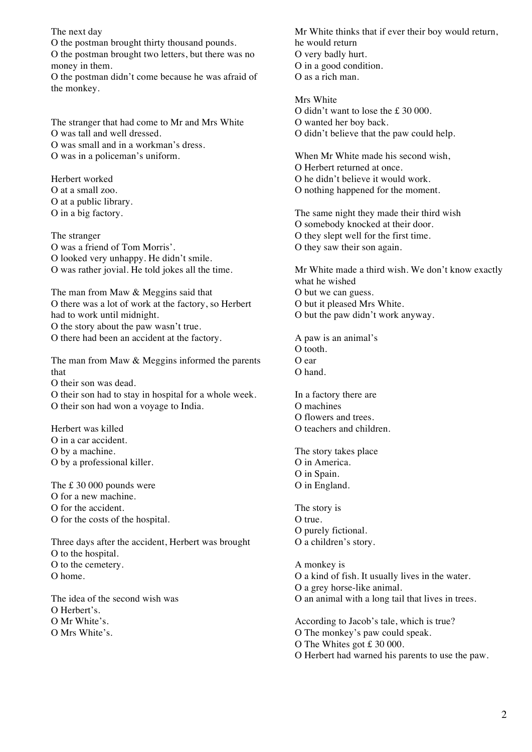The next day
O the postman brought thirty thousand pounds.
O the postman brought two letters, but there was no money in them.
O the postman didn't come because he was afraid of the monkey.

The stranger that had come to Mr and Mrs White
O was tall and well dressed.
O was small and in a workman's dress.
O was in a policeman's uniform.

Herbert worked
O at a small zoo.
O at a public library.
O in a big factory.

The stranger
O was a friend of Tom Morris'.
O looked very unhappy. He didn't smile.
O was rather jovial. He told jokes all the time.

The man from Maw & Meggins said that
O there was a lot of work at the factory, so Herbert had to work until midnight.
O the story about the paw wasn't true.
O there had been an accident at the factory.

The man from Maw & Meggins informed the parents that
O their son was dead.
O their son had to stay in hospital for a whole week.
O their son had won a voyage to India.

Herbert was killed
O in a car accident.
O by a machine.
O by a professional killer.

The £ 30 000 pounds were
O for a new machine.
O for the accident.
O for the costs of the hospital.

Three days after the accident, Herbert was brought
O to the hospital.
O to the cemetery.
O home.

The idea of the second wish was
O Herbert's.
O Mr White's.
O Mrs White's.

Mr White thinks that if ever their boy would return, he would return
O very badly hurt.
O in a good condition.
O as a rich man.

Mrs White
O didn't want to lose the £ 30 000.
O wanted her boy back.
O didn't believe that the paw could help.

When Mr White made his second wish,
O Herbert returned at once.
O he didn't believe it would work.
O nothing happened for the moment.

The same night they made their third wish
O somebody knocked at their door.
O they slept well for the first time.
O they saw their son again.

Mr White made a third wish. We don't know exactly what he wished
O but we can guess.
O but it pleased Mrs White.
O but the paw didn't work anyway.

A paw is an animal's
O tooth.
O ear
O hand.

In a factory there are
O machines
O flowers and trees.
O teachers and children.

The story takes place
O in America.
O in Spain.
O in England.

The story is
O true.
O purely fictional.
O a children's story.

A monkey is
O a kind of fish. It usually lives in the water.
O a grey horse-like animal.
O an animal with a long tail that lives in trees.

According to Jacob's tale, which is true?
O The monkey's paw could speak.
O The Whites got £ 30 000.
O Herbert had warned his parents to use the paw.